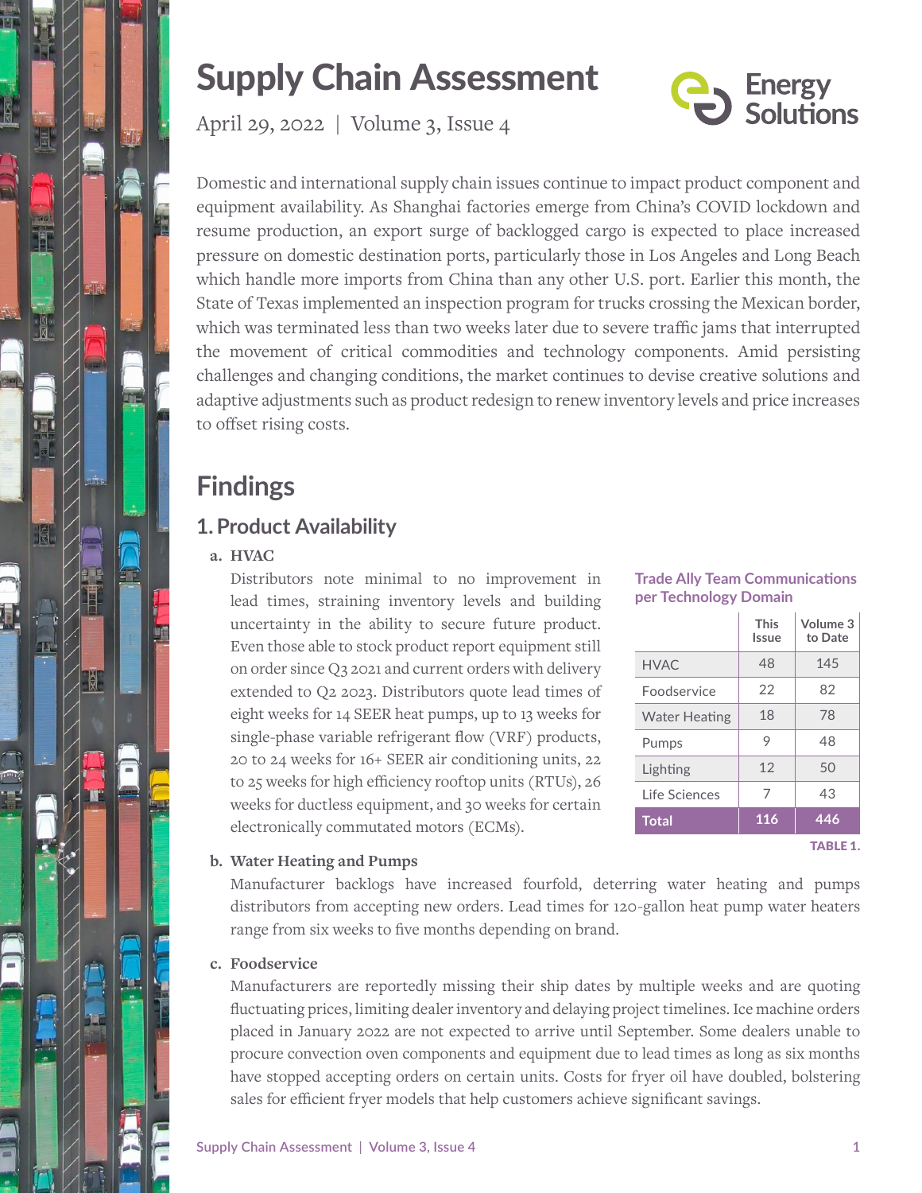# Supply Chain Assessment

April 29, 2022 | Volume 3, Issue 4

Energy Solutions

Domestic and international supply chain issues continue to impact product component and equipment availability. As Shanghai factories emerge from China's COVID lockdown and resume production, an export surge of backlogged cargo is expected to place increased pressure on domestic destination ports, particularly those in Los Angeles and Long Beach which handle more imports from China than any other U.S. port. Earlier this month, the State of Texas implemented an inspection program for trucks crossing the Mexican border, which was terminated less than two weeks later due to severe traffic jams that interrupted the movement of critical commodities and technology components. Amid persisting challenges and changing conditions, the market continues to devise creative solutions and adaptive adjustments such as product redesign to renew inventory levels and price increases to offset rising costs.

## Findings

### 1. Product Availability

**a. HVAC**

Distributors note minimal to no improvement in lead times, straining inventory levels and building uncertainty in the ability to secure future product. Even those able to stock product report equipment still on order since Q3 2021 and current orders with delivery extended to Q2 2023. Distributors quote lead times of eight weeks for 14 SEER heat pumps, up to 13 weeks for single-phase variable refrigerant flow (VRF) products, 20 to 24 weeks for 16+ SEER air conditioning units, 22 to 25 weeks for high efficiency rooftop units (RTUs), 26 weeks for ductless equipment, and 30 weeks for certain electronically commutated motors (ECMs).

**Trade Ally Team Communications per Technology Domain**

| | This Issue | Volume 3 to Date |
|---|---|---|
| HVAC | 48 | 145 |
| Foodservice | 22 | 82 |
| Water Heating | 18 | 78 |
| Pumps | 9 | 48 |
| Lighting | 12 | 50 |
| Life Sciences | 7 | 43 |
| **Total** | **116** | **446** |

TABLE 1.

**b. Water Heating and Pumps**

Manufacturer backlogs have increased fourfold, deterring water heating and pumps distributors from accepting new orders. Lead times for 120-gallon heat pump water heaters range from six weeks to five months depending on brand.

**c. Foodservice**

Manufacturers are reportedly missing their ship dates by multiple weeks and are quoting fluctuating prices, limiting dealer inventory and delaying project timelines. Ice machine orders placed in January 2022 are not expected to arrive until September. Some dealers unable to procure convection oven components and equipment due to lead times as long as six months have stopped accepting orders on certain units. Costs for fryer oil have doubled, bolstering sales for efficient fryer models that help customers achieve significant savings.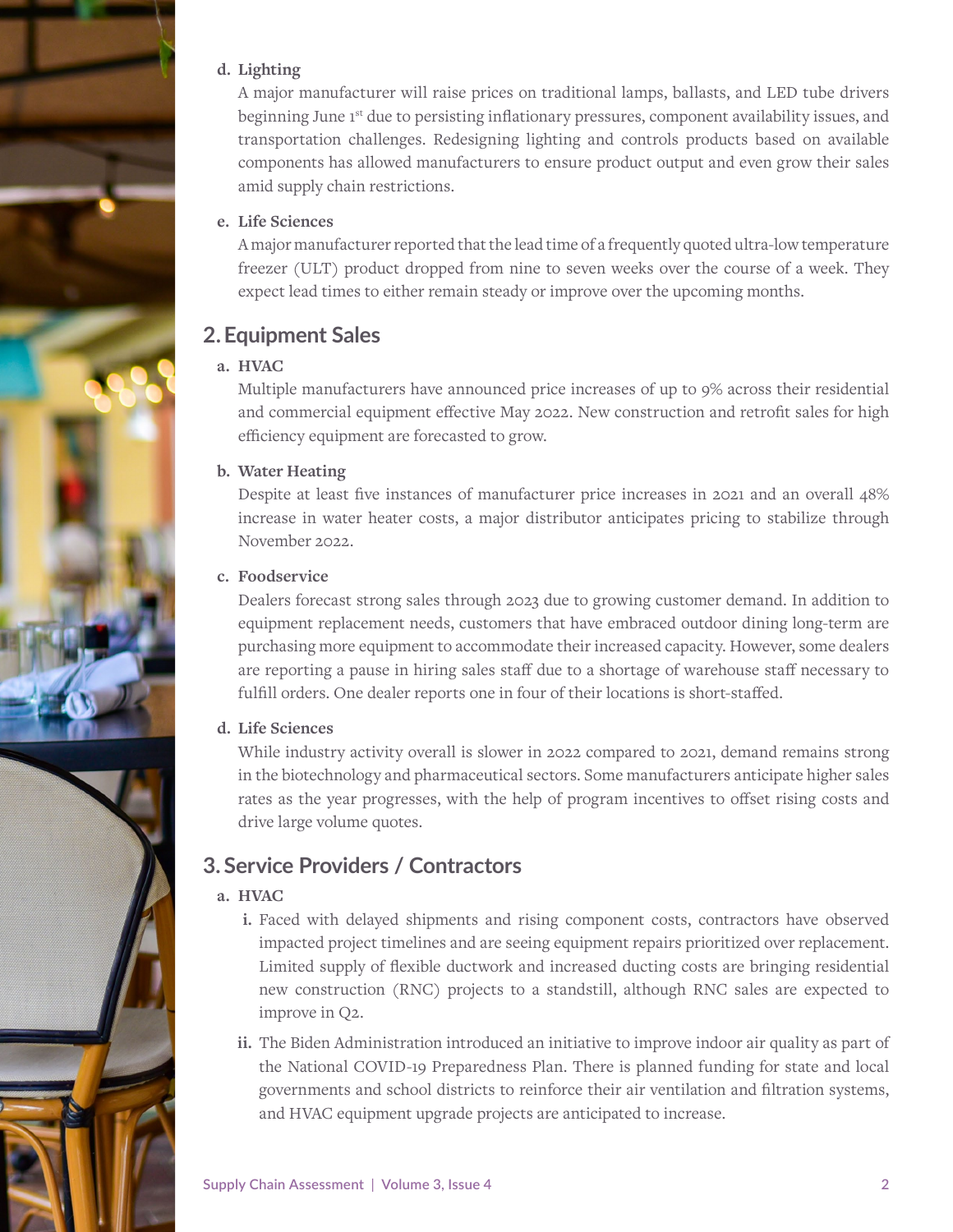**d. Lighting**

A major manufacturer will raise prices on traditional lamps, ballasts, and LED tube drivers beginning June 1st due to persisting inflationary pressures, component availability issues, and transportation challenges. Redesigning lighting and controls products based on available components has allowed manufacturers to ensure product output and even grow their sales amid supply chain restrictions.

**e. Life Sciences**

A major manufacturer reported that the lead time of a frequently quoted ultra-low temperature freezer (ULT) product dropped from nine to seven weeks over the course of a week. They expect lead times to either remain steady or improve over the upcoming months.

## 2. Equipment Sales

**a. HVAC**

Multiple manufacturers have announced price increases of up to 9% across their residential and commercial equipment effective May 2022. New construction and retrofit sales for high efficiency equipment are forecasted to grow.

**b. Water Heating**

Despite at least five instances of manufacturer price increases in 2021 and an overall 48% increase in water heater costs, a major distributor anticipates pricing to stabilize through November 2022.

**c. Foodservice**

Dealers forecast strong sales through 2023 due to growing customer demand. In addition to equipment replacement needs, customers that have embraced outdoor dining long-term are purchasing more equipment to accommodate their increased capacity. However, some dealers are reporting a pause in hiring sales staff due to a shortage of warehouse staff necessary to fulfill orders. One dealer reports one in four of their locations is short-staffed.

**d. Life Sciences**

While industry activity overall is slower in 2022 compared to 2021, demand remains strong in the biotechnology and pharmaceutical sectors. Some manufacturers anticipate higher sales rates as the year progresses, with the help of program incentives to offset rising costs and drive large volume quotes.

## 3. Service Providers / Contractors

**a. HVAC**

- **i.** Faced with delayed shipments and rising component costs, contractors have observed impacted project timelines and are seeing equipment repairs prioritized over replacement. Limited supply of flexible ductwork and increased ducting costs are bringing residential new construction (RNC) projects to a standstill, although RNC sales are expected to improve in Q2.
- **ii.** The Biden Administration introduced an initiative to improve indoor air quality as part of the National COVID-19 Preparedness Plan. There is planned funding for state and local governments and school districts to reinforce their air ventilation and filtration systems, and HVAC equipment upgrade projects are anticipated to increase.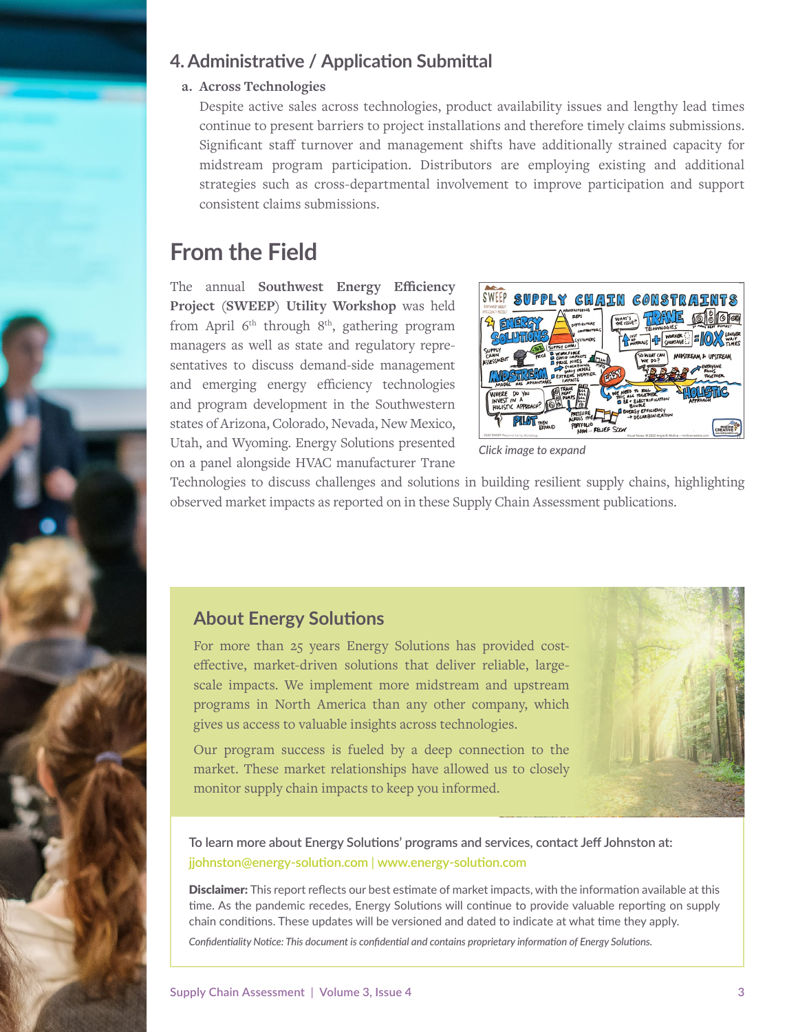## 4. Administrative / Application Submittal

**a. Across Technologies**

Despite active sales across technologies, product availability issues and lengthy lead times continue to present barriers to project installations and therefore timely claims submissions. Significant staff turnover and management shifts have additionally strained capacity for midstream program participation. Distributors are employing existing and additional strategies such as cross-departmental involvement to improve participation and support consistent claims submissions.

# From the Field

The annual **Southwest Energy Efficiency Project (SWEEP) Utility Workshop** was held from April 6th through 8th, gathering program managers as well as state and regulatory representatives to discuss demand-side management and emerging energy efficiency technologies and program development in the Southwestern states of Arizona, Colorado, Nevada, New Mexico, Utah, and Wyoming. Energy Solutions presented on a panel alongside HVAC manufacturer Trane Technologies to discuss challenges and solutions in building resilient supply chains, highlighting observed market impacts as reported on in these Supply Chain Assessment publications.

*Click image to expand*

## About Energy Solutions

For more than 25 years Energy Solutions has provided cost-effective, market-driven solutions that deliver reliable, large-scale impacts. We implement more midstream and upstream programs in North America than any other company, which gives us access to valuable insights across technologies.

Our program success is fueled by a deep connection to the market. These market relationships have allowed us to closely monitor supply chain impacts to keep you informed.

To learn more about Energy Solutions' programs and services, contact Jeff Johnston at:
jjohnston@energy-solution.com | www.energy-solution.com

**Disclaimer:** This report reflects our best estimate of market impacts, with the information available at this time. As the pandemic recedes, Energy Solutions will continue to provide valuable reporting on supply chain conditions. These updates will be versioned and dated to indicate at what time they apply.

*Confidentiality Notice: This document is confidential and contains proprietary information of Energy Solutions.*